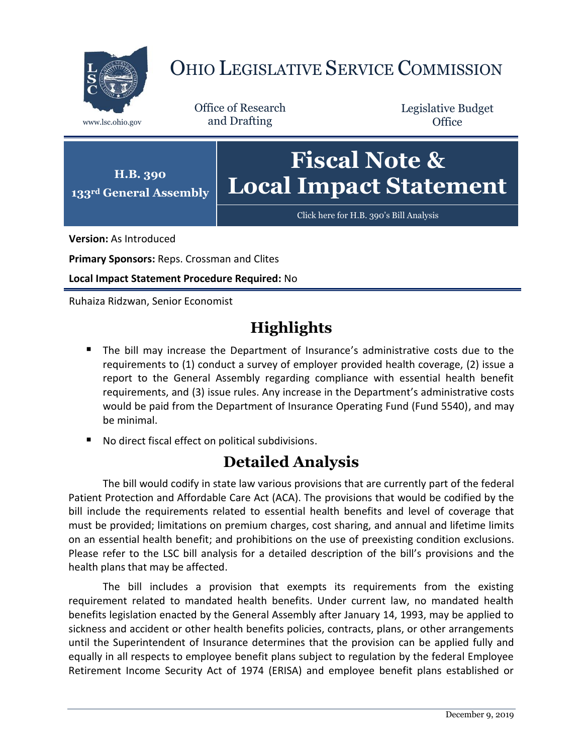# OHIO LEGISLATIVE SERVICE COMMISSION

www.lsc.ohio.gov

Office of Research and Drafting

Legislative Budget Office

**H.B. 390**
**133rd General Assembly**

# Fiscal Note & Local Impact Statement

Click here for H.B. 390's Bill Analysis

**Version:** As Introduced

**Primary Sponsors:** Reps. Crossman and Clites

**Local Impact Statement Procedure Required:** No

Ruhaiza Ridzwan, Senior Economist

## Highlights

- The bill may increase the Department of Insurance's administrative costs due to the requirements to (1) conduct a survey of employer provided health coverage, (2) issue a report to the General Assembly regarding compliance with essential health benefit requirements, and (3) issue rules. Any increase in the Department's administrative costs would be paid from the Department of Insurance Operating Fund (Fund 5540), and may be minimal.
- No direct fiscal effect on political subdivisions.

## Detailed Analysis

The bill would codify in state law various provisions that are currently part of the federal Patient Protection and Affordable Care Act (ACA). The provisions that would be codified by the bill include the requirements related to essential health benefits and level of coverage that must be provided; limitations on premium charges, cost sharing, and annual and lifetime limits on an essential health benefit; and prohibitions on the use of preexisting condition exclusions. Please refer to the LSC bill analysis for a detailed description of the bill's provisions and the health plans that may be affected.

The bill includes a provision that exempts its requirements from the existing requirement related to mandated health benefits. Under current law, no mandated health benefits legislation enacted by the General Assembly after January 14, 1993, may be applied to sickness and accident or other health benefits policies, contracts, plans, or other arrangements until the Superintendent of Insurance determines that the provision can be applied fully and equally in all respects to employee benefit plans subject to regulation by the federal Employee Retirement Income Security Act of 1974 (ERISA) and employee benefit plans established or

December 9, 2019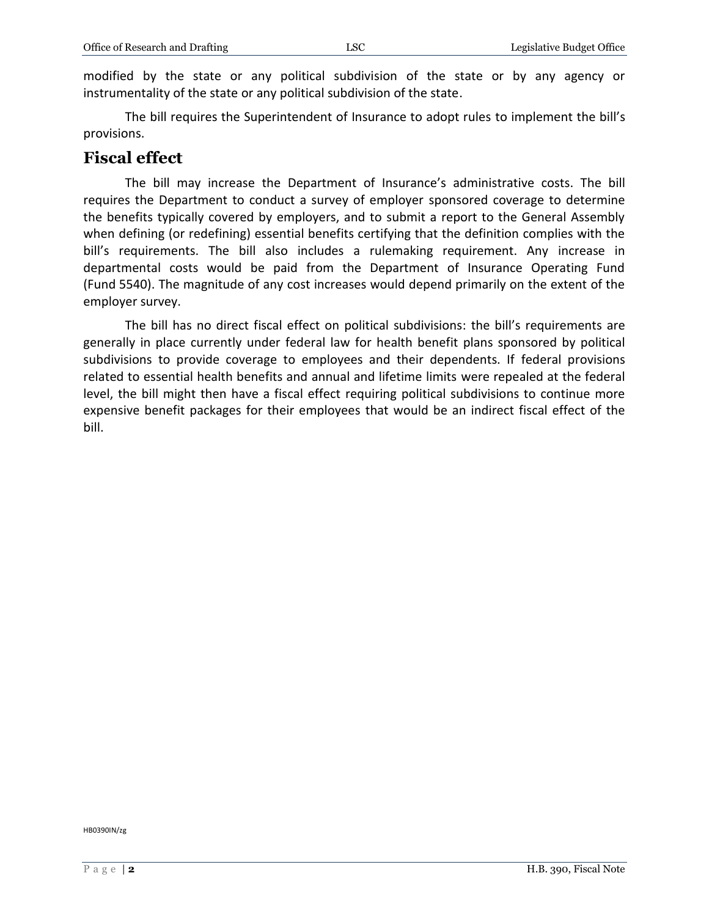modified by the state or any political subdivision of the state or by any agency or instrumentality of the state or any political subdivision of the state.

The bill requires the Superintendent of Insurance to adopt rules to implement the bill's provisions.

## Fiscal effect

The bill may increase the Department of Insurance's administrative costs. The bill requires the Department to conduct a survey of employer sponsored coverage to determine the benefits typically covered by employers, and to submit a report to the General Assembly when defining (or redefining) essential benefits certifying that the definition complies with the bill's requirements. The bill also includes a rulemaking requirement. Any increase in departmental costs would be paid from the Department of Insurance Operating Fund (Fund 5540). The magnitude of any cost increases would depend primarily on the extent of the employer survey.

The bill has no direct fiscal effect on political subdivisions: the bill's requirements are generally in place currently under federal law for health benefit plans sponsored by political subdivisions to provide coverage to employees and their dependents. If federal provisions related to essential health benefits and annual and lifetime limits were repealed at the federal level, the bill might then have a fiscal effect requiring political subdivisions to continue more expensive benefit packages for their employees that would be an indirect fiscal effect of the bill.

HB0390IN/zg